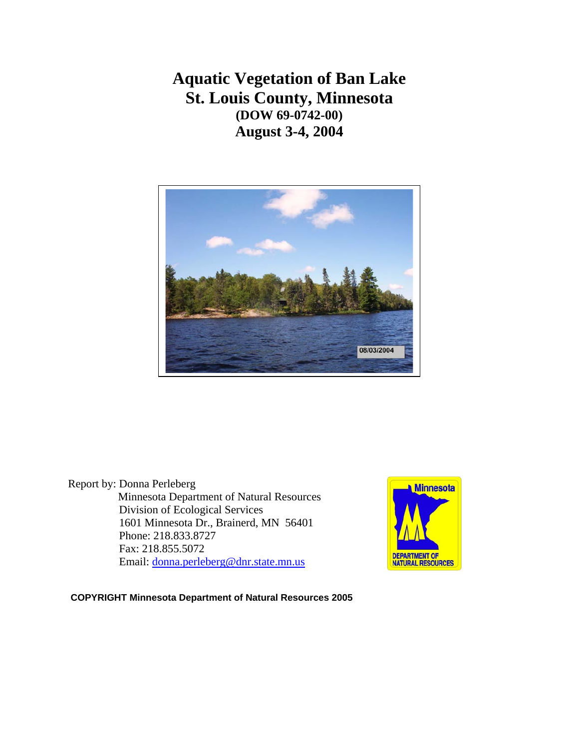# Aquatic Vegetation of Ban Lake
# St. Louis County, Minnesota
### (DOW 69-0742-00)
## August 3-4, 2004

Report by: Donna Perleberg
Minnesota Department of Natural Resources
Division of Ecological Services
1601 Minnesota Dr., Brainerd, MN 56401
Phone: 218.833.8727
Fax: 218.855.5072
Email: donna.perleberg@dnr.state.mn.us

**COPYRIGHT Minnesota Department of Natural Resources 2005**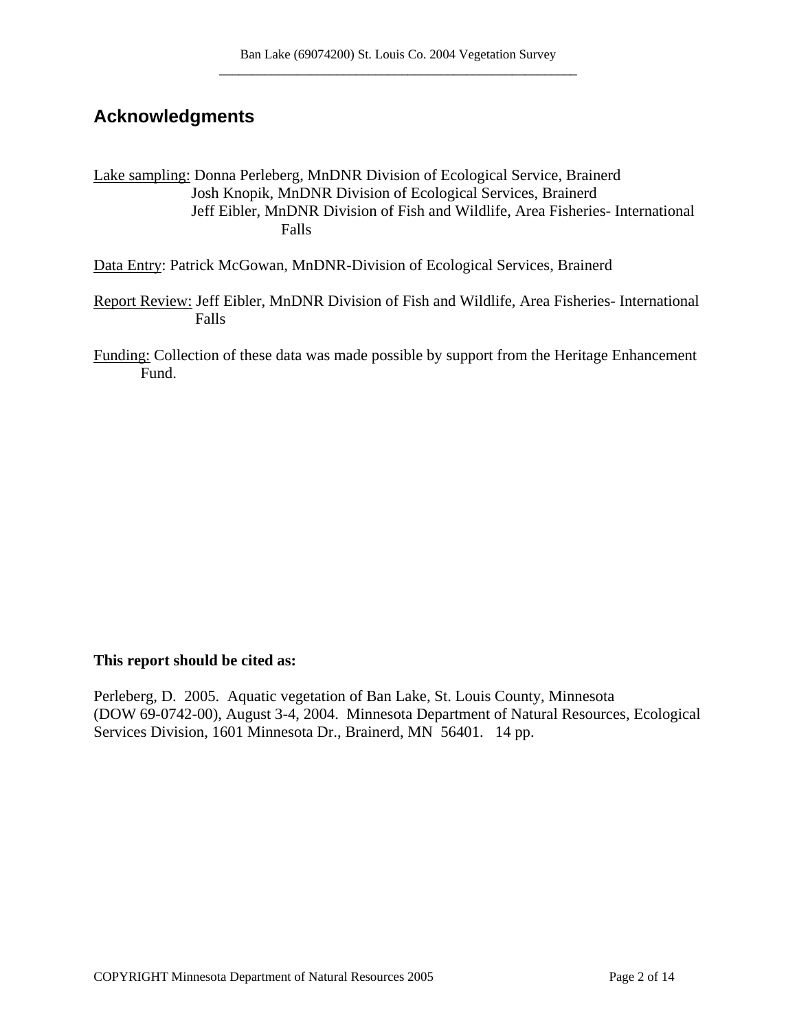## Acknowledgments

Lake sampling: Donna Perleberg, MnDNR Division of Ecological Service, Brainerd
Josh Knopik, MnDNR Division of Ecological Services, Brainerd
Jeff Eibler, MnDNR Division of Fish and Wildlife, Area Fisheries- International Falls

Data Entry: Patrick McGowan, MnDNR-Division of Ecological Services, Brainerd

Report Review: Jeff Eibler, MnDNR Division of Fish and Wildlife, Area Fisheries- International Falls

Funding: Collection of these data was made possible by support from the Heritage Enhancement Fund.

**This report should be cited as:**

Perleberg, D. 2005. Aquatic vegetation of Ban Lake, St. Louis County, Minnesota (DOW 69-0742-00), August 3-4, 2004. Minnesota Department of Natural Resources, Ecological Services Division, 1601 Minnesota Dr., Brainerd, MN 56401. 14 pp.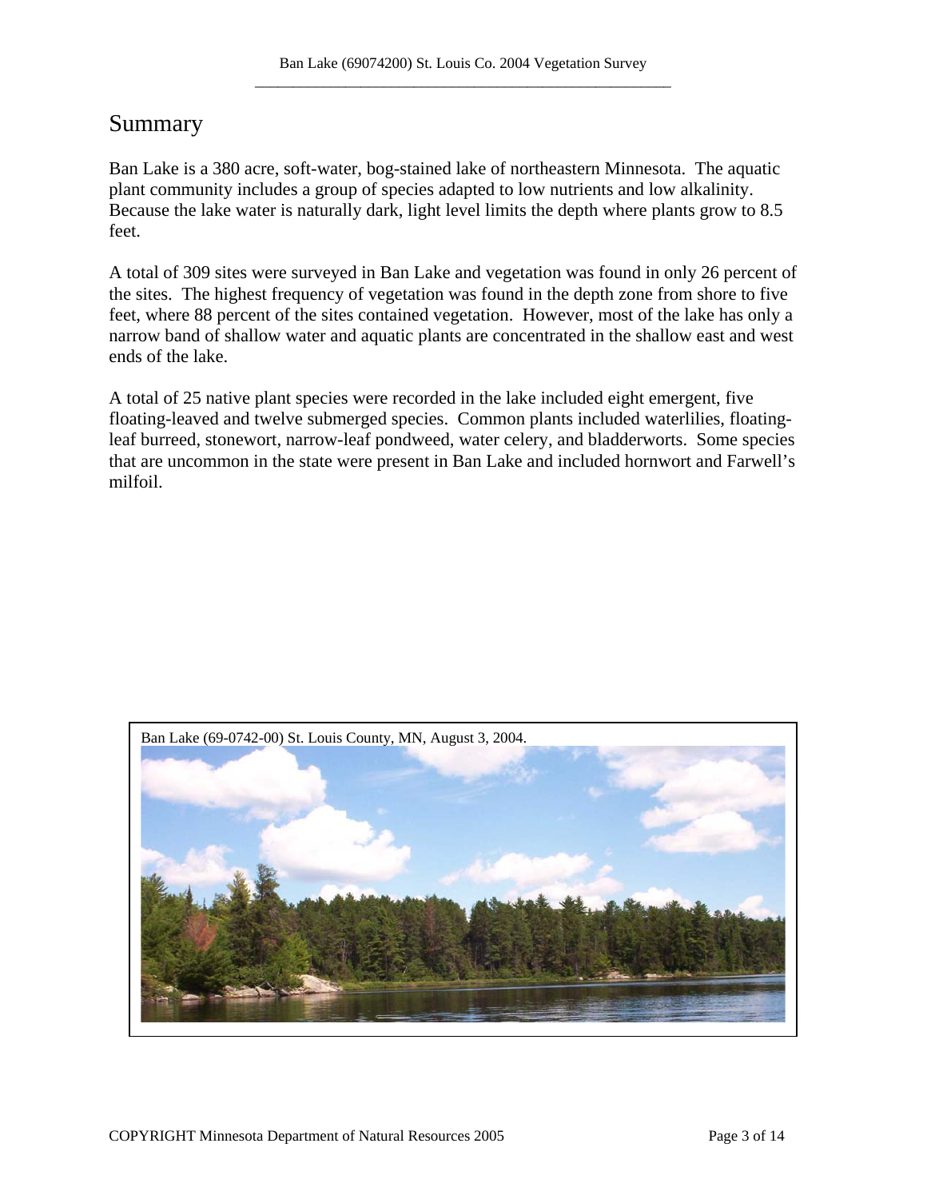# Summary

Ban Lake is a 380 acre, soft-water, bog-stained lake of northeastern Minnesota. The aquatic plant community includes a group of species adapted to low nutrients and low alkalinity. Because the lake water is naturally dark, light level limits the depth where plants grow to 8.5 feet.

A total of 309 sites were surveyed in Ban Lake and vegetation was found in only 26 percent of the sites. The highest frequency of vegetation was found in the depth zone from shore to five feet, where 88 percent of the sites contained vegetation. However, most of the lake has only a narrow band of shallow water and aquatic plants are concentrated in the shallow east and west ends of the lake.

A total of 25 native plant species were recorded in the lake included eight emergent, five floating-leaved and twelve submerged species. Common plants included waterlilies, floating-leaf burreed, stonewort, narrow-leaf pondweed, water celery, and bladderworts. Some species that are uncommon in the state were present in Ban Lake and included hornwort and Farwell's milfoil.

Ban Lake (69-0742-00) St. Louis County, MN, August 3, 2004.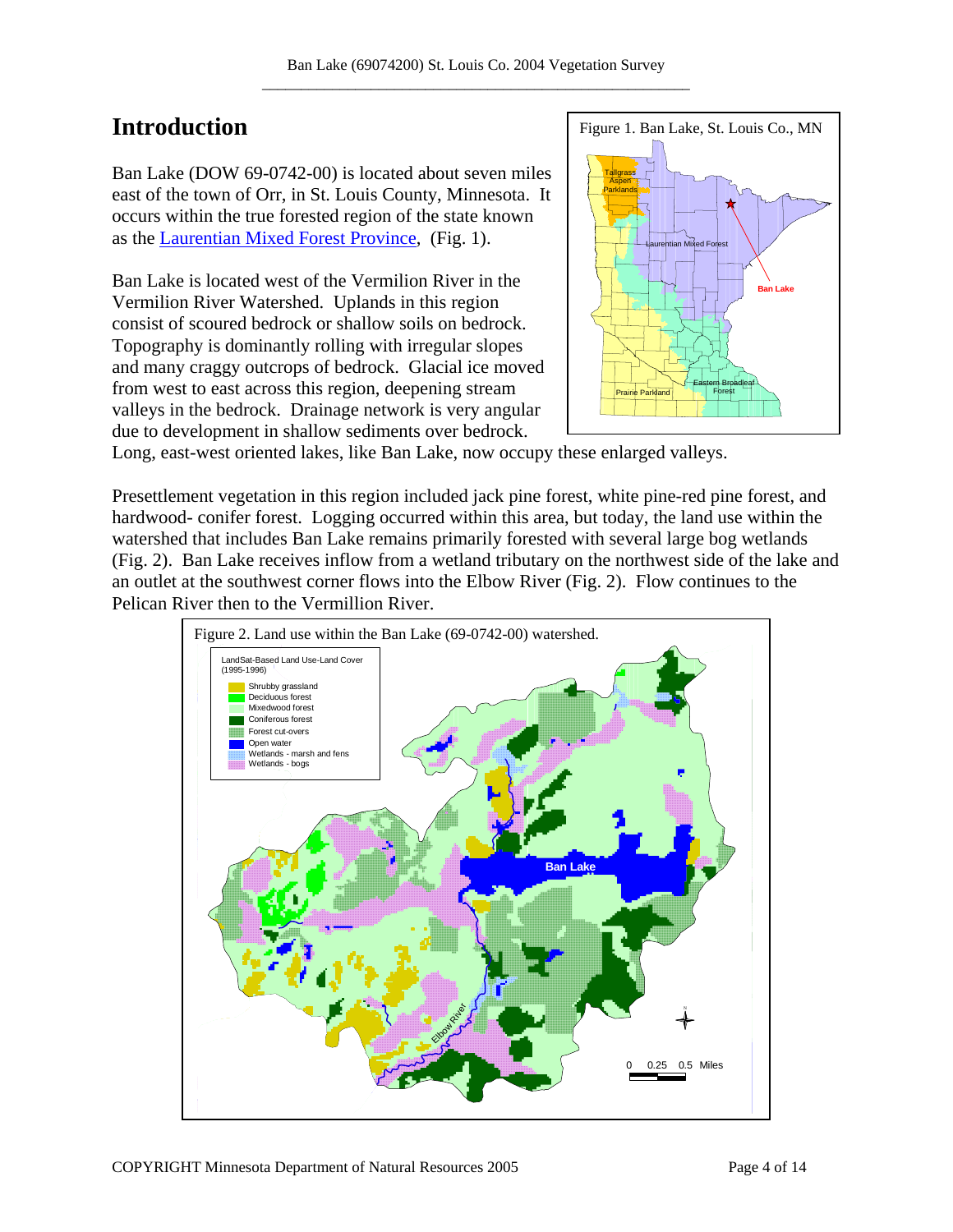# Introduction

Ban Lake (DOW 69-0742-00) is located about seven miles east of the town of Orr, in St. Louis County, Minnesota. It occurs within the true forested region of the state known as the [Laurentian Mixed Forest Province](), (Fig. 1).

Figure 1. Ban Lake, St. Louis Co., MN

Ban Lake is located west of the Vermilion River in the Vermilion River Watershed. Uplands in this region consist of scoured bedrock or shallow soils on bedrock. Topography is dominantly rolling with irregular slopes and many craggy outcrops of bedrock. Glacial ice moved from west to east across this region, deepening stream valleys in the bedrock. Drainage network is very angular due to development in shallow sediments over bedrock. Long, east-west oriented lakes, like Ban Lake, now occupy these enlarged valleys.

Presettlement vegetation in this region included jack pine forest, white pine-red pine forest, and hardwood- conifer forest. Logging occurred within this area, but today, the land use within the watershed that includes Ban Lake remains primarily forested with several large bog wetlands (Fig. 2). Ban Lake receives inflow from a wetland tributary on the northwest side of the lake and an outlet at the southwest corner flows into the Elbow River (Fig. 2). Flow continues to the Pelican River then to the Vermillion River.

Figure 2. Land use within the Ban Lake (69-0742-00) watershed.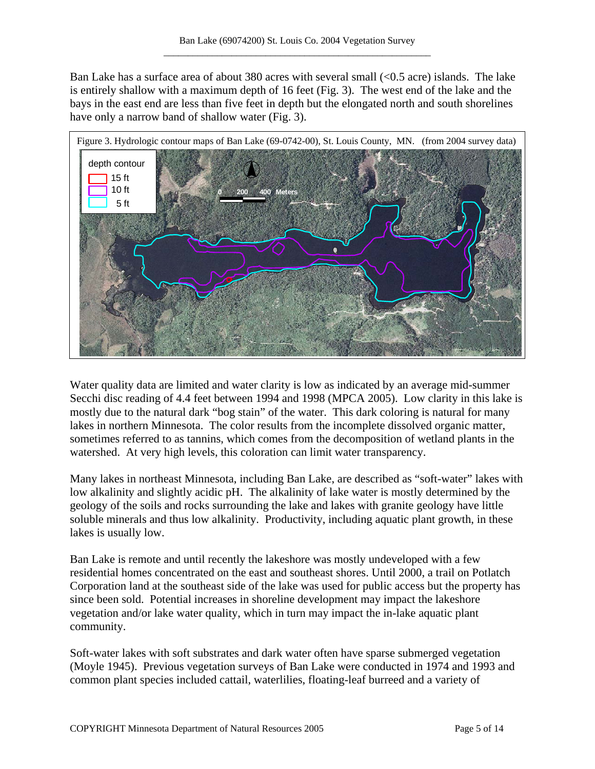Ban Lake has a surface area of about 380 acres with several small (<0.5 acre) islands. The lake is entirely shallow with a maximum depth of 16 feet (Fig. 3). The west end of the lake and the bays in the east end are less than five feet in depth but the elongated north and south shorelines have only a narrow band of shallow water (Fig. 3).

Figure 3. Hydrologic contour maps of Ban Lake (69-0742-00), St. Louis County, MN. (from 2004 survey data)

Water quality data are limited and water clarity is low as indicated by an average mid-summer Secchi disc reading of 4.4 feet between 1994 and 1998 (MPCA 2005). Low clarity in this lake is mostly due to the natural dark "bog stain" of the water. This dark coloring is natural for many lakes in northern Minnesota. The color results from the incomplete dissolved organic matter, sometimes referred to as tannins, which comes from the decomposition of wetland plants in the watershed. At very high levels, this coloration can limit water transparency.

Many lakes in northeast Minnesota, including Ban Lake, are described as "soft-water" lakes with low alkalinity and slightly acidic pH. The alkalinity of lake water is mostly determined by the geology of the soils and rocks surrounding the lake and lakes with granite geology have little soluble minerals and thus low alkalinity. Productivity, including aquatic plant growth, in these lakes is usually low.

Ban Lake is remote and until recently the lakeshore was mostly undeveloped with a few residential homes concentrated on the east and southeast shores. Until 2000, a trail on Potlatch Corporation land at the southeast side of the lake was used for public access but the property has since been sold. Potential increases in shoreline development may impact the lakeshore vegetation and/or lake water quality, which in turn may impact the in-lake aquatic plant community.

Soft-water lakes with soft substrates and dark water often have sparse submerged vegetation (Moyle 1945). Previous vegetation surveys of Ban Lake were conducted in 1974 and 1993 and common plant species included cattail, waterlilies, floating-leaf burreed and a variety of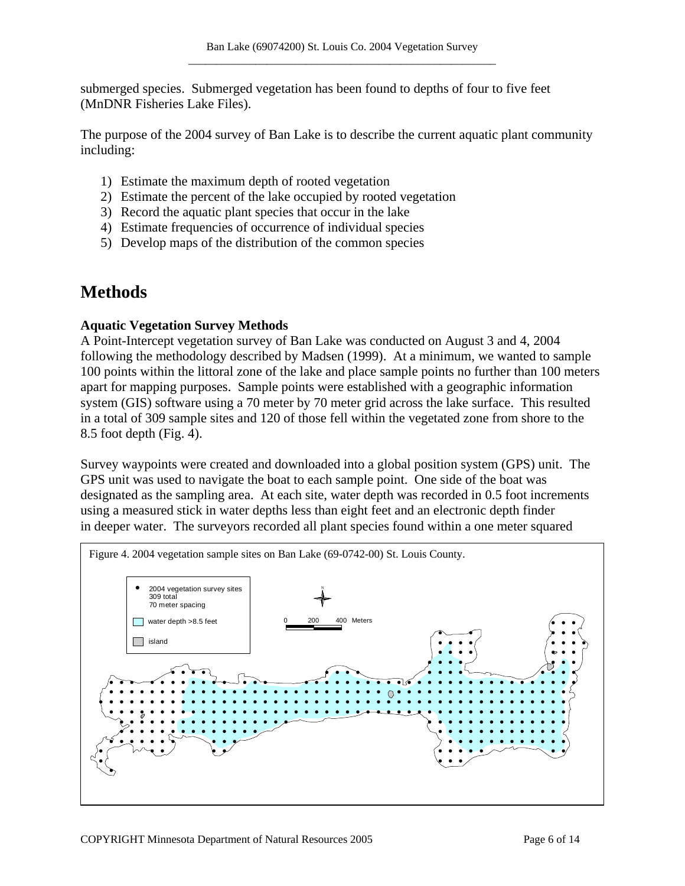submerged species. Submerged vegetation has been found to depths of four to five feet (MnDNR Fisheries Lake Files).

The purpose of the 2004 survey of Ban Lake is to describe the current aquatic plant community including:

1) Estimate the maximum depth of rooted vegetation
2) Estimate the percent of the lake occupied by rooted vegetation
3) Record the aquatic plant species that occur in the lake
4) Estimate frequencies of occurrence of individual species
5) Develop maps of the distribution of the common species

# Methods

### Aquatic Vegetation Survey Methods

A Point-Intercept vegetation survey of Ban Lake was conducted on August 3 and 4, 2004 following the methodology described by Madsen (1999). At a minimum, we wanted to sample 100 points within the littoral zone of the lake and place sample points no further than 100 meters apart for mapping purposes. Sample points were established with a geographic information system (GIS) software using a 70 meter by 70 meter grid across the lake surface. This resulted in a total of 309 sample sites and 120 of those fell within the vegetated zone from shore to the 8.5 foot depth (Fig. 4).

Survey waypoints were created and downloaded into a global position system (GPS) unit. The GPS unit was used to navigate the boat to each sample point. One side of the boat was designated as the sampling area. At each site, water depth was recorded in 0.5 foot increments using a measured stick in water depths less than eight feet and an electronic depth finder in deeper water. The surveyors recorded all plant species found within a one meter squared

Figure 4. 2004 vegetation sample sites on Ban Lake (69-0742-00) St. Louis County.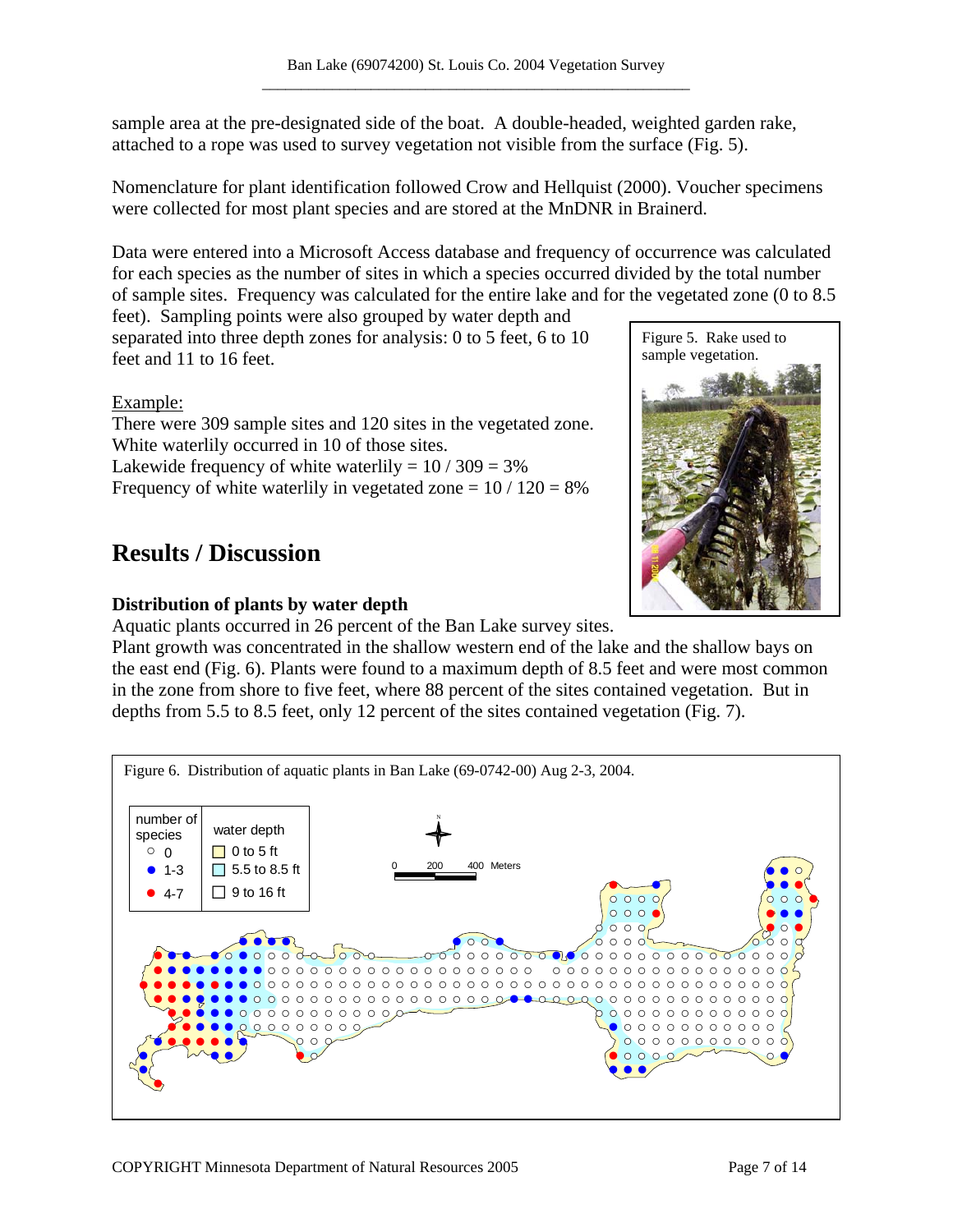sample area at the pre-designated side of the boat. A double-headed, weighted garden rake, attached to a rope was used to survey vegetation not visible from the surface (Fig. 5).

Nomenclature for plant identification followed Crow and Hellquist (2000). Voucher specimens were collected for most plant species and are stored at the MnDNR in Brainerd.

Data were entered into a Microsoft Access database and frequency of occurrence was calculated for each species as the number of sites in which a species occurred divided by the total number of sample sites. Frequency was calculated for the entire lake and for the vegetated zone (0 to 8.5 feet). Sampling points were also grouped by water depth and separated into three depth zones for analysis: 0 to 5 feet, 6 to 10 feet and 11 to 16 feet.

Figure 5. Rake used to sample vegetation.

Example:

There were 309 sample sites and 120 sites in the vegetated zone.
White waterlily occurred in 10 of those sites.
Lakewide frequency of white waterlily = 10 / 309 = 3%
Frequency of white waterlily in vegetated zone = 10 / 120 = 8%

## Results / Discussion

### Distribution of plants by water depth

Aquatic plants occurred in 26 percent of the Ban Lake survey sites.
Plant growth was concentrated in the shallow western end of the lake and the shallow bays on the east end (Fig. 6). Plants were found to a maximum depth of 8.5 feet and were most common in the zone from shore to five feet, where 88 percent of the sites contained vegetation. But in depths from 5.5 to 8.5 feet, only 12 percent of the sites contained vegetation (Fig. 7).

Figure 6. Distribution of aquatic plants in Ban Lake (69-0742-00) Aug 2-3, 2004.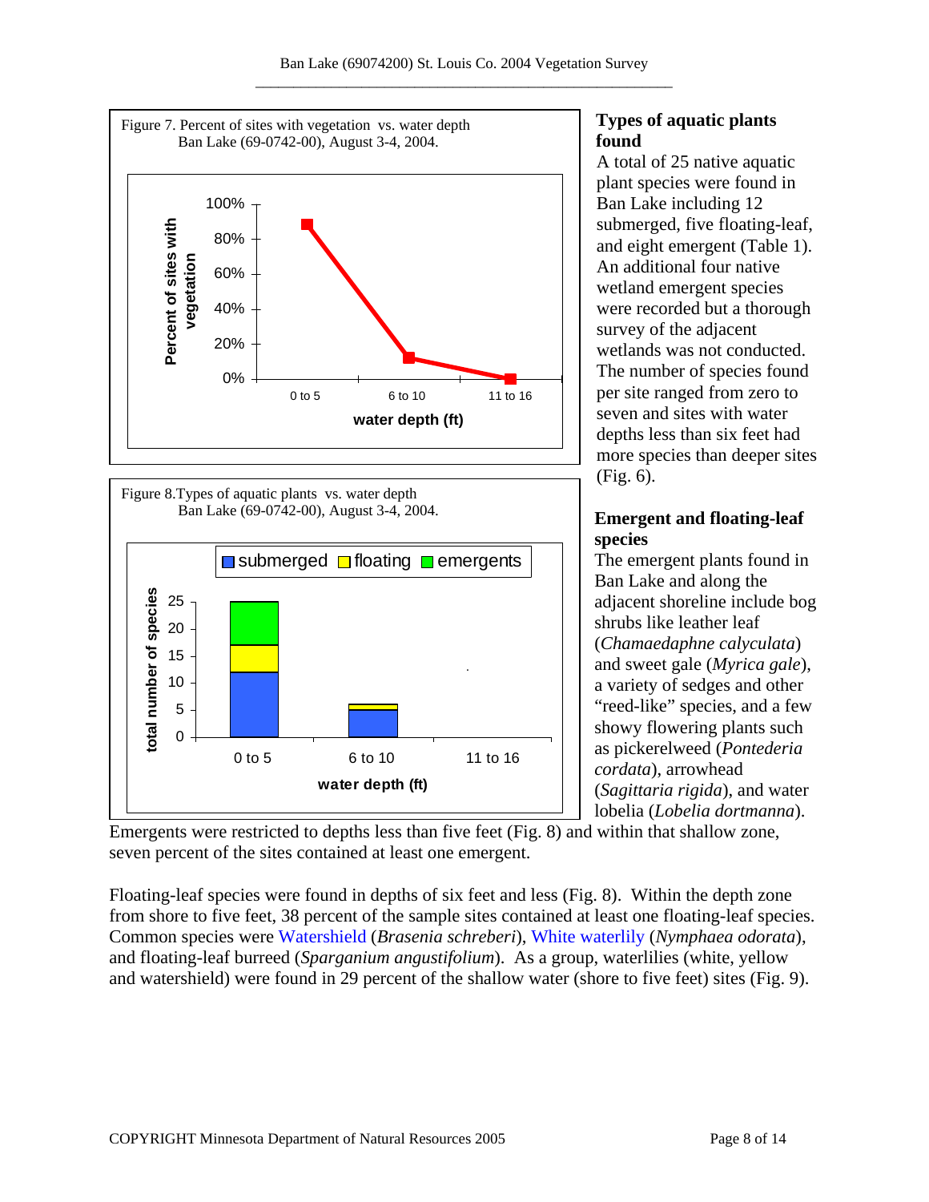Figure 7. Percent of sites with vegetation vs. water depth
Ban Lake (69-0742-00), August 3-4, 2004.

Figure 8.Types of aquatic plants vs. water depth
Ban Lake (69-0742-00), August 3-4, 2004.

## Types of aquatic plants found

A total of 25 native aquatic plant species were found in Ban Lake including 12 submerged, five floating-leaf, and eight emergent (Table 1). An additional four native wetland emergent species were recorded but a thorough survey of the adjacent wetlands was not conducted. The number of species found per site ranged from zero to seven and sites with water depths less than six feet had more species than deeper sites (Fig. 6).

## Emergent and floating-leaf species

The emergent plants found in Ban Lake and along the adjacent shoreline include bog shrubs like leather leaf (*Chamaedaphne calyculata*) and sweet gale (*Myrica gale*), a variety of sedges and other "reed-like" species, and a few showy flowering plants such as pickerelweed (*Pontederia cordata*), arrowhead (*Sagittaria rigida*), and water lobelia (*Lobelia dortmanna*). Emergents were restricted to depths less than five feet (Fig. 8) and within that shallow zone, seven percent of the sites contained at least one emergent.

Floating-leaf species were found in depths of six feet and less (Fig. 8). Within the depth zone from shore to five feet, 38 percent of the sample sites contained at least one floating-leaf species. Common species were Watershield (*Brasenia schreberi*), White waterlily (*Nymphaea odorata*), and floating-leaf burreed (*Sparganium angustifolium*). As a group, waterlilies (white, yellow and watershield) were found in 29 percent of the shallow water (shore to five feet) sites (Fig. 9).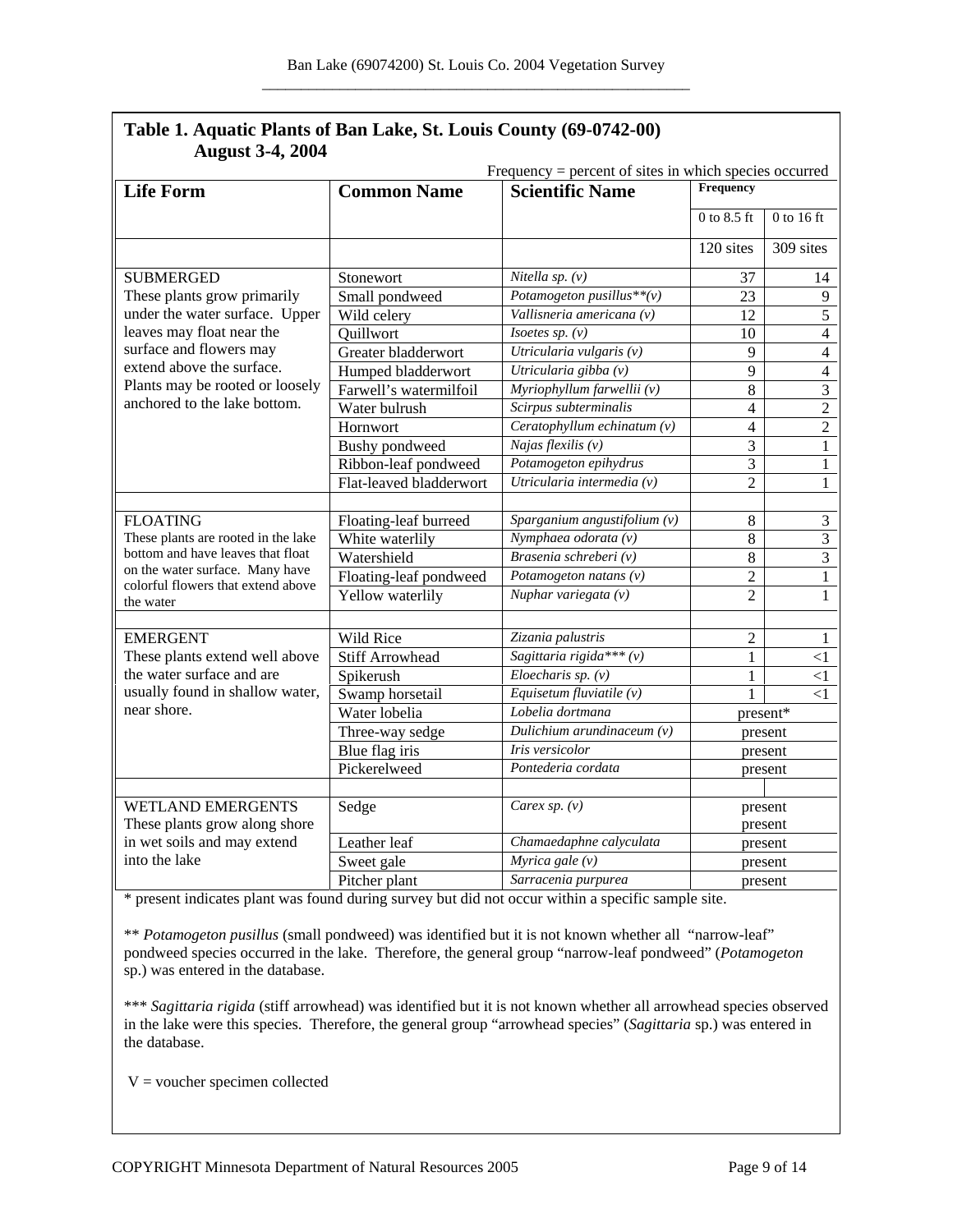**Table 1. Aquatic Plants of Ban Lake, St. Louis County (69-0742-00) August 3-4, 2004**

Frequency = percent of sites in which species occurred

| Life Form | Common Name | Scientific Name | Frequency | |
|---|---|---|---|---|
| | | | 0 to 8.5 ft | 0 to 16 ft |
| | | | 120 sites | 309 sites |
| SUBMERGED These plants grow primarily under the water surface. Upper leaves may float near the surface and flowers may extend above the surface. Plants may be rooted or loosely anchored to the lake bottom. | Stonewort | *Nitella sp. (v)* | 37 | 14 |
| | Small pondweed | *Potamogeton pusillus**(v)* | 23 | 9 |
| | Wild celery | *Vallisneria americana (v)* | 12 | 5 |
| | Quillwort | *Isoetes sp. (v)* | 10 | 4 |
| | Greater bladderwort | *Utricularia vulgaris (v)* | 9 | 4 |
| | Humped bladderwort | *Utricularia gibba (v)* | 9 | 4 |
| | Farwell's watermilfoil | *Myriophyllum farwellii (v)* | 8 | 3 |
| | Water bulrush | *Scirpus subterminalis* | 4 | 2 |
| | Hornwort | *Ceratophyllum echinatum (v)* | 4 | 2 |
| | Bushy pondweed | *Najas flexilis (v)* | 3 | 1 |
| | Ribbon-leaf pondweed | *Potamogeton epihydrus* | 3 | 1 |
| | Flat-leaved bladderwort | *Utricularia intermedia (v)* | 2 | 1 |
| | | | | |
| FLOATING These plants are rooted in the lake bottom and have leaves that float on the water surface. Many have colorful flowers that extend above the water | Floating-leaf burreed | *Sparganium angustifolium (v)* | 8 | 3 |
| | White waterlily | *Nymphaea odorata (v)* | 8 | 3 |
| | Watershield | *Brasenia schreberi (v)* | 8 | 3 |
| | Floating-leaf pondweed | *Potamogeton natans (v)* | 2 | 1 |
| | Yellow waterlily | *Nuphar variegata (v)* | 2 | 1 |
| | | | | |
| EMERGENT These plants extend well above the water surface and are usually found in shallow water, near shore. | Wild Rice | *Zizania palustris* | 2 | 1 |
| | Stiff Arrowhead | *Sagittaria rigida*** (v)* | 1 | <1 |
| | Spikerush | *Eloecharis sp. (v)* | 1 | <1 |
| | Swamp horsetail | *Equisetum fluviatile (v)* | 1 | <1 |
| | Water lobelia | *Lobelia dortmana* | present* | |
| | Three-way sedge | *Dulichium arundinaceum (v)* | present | |
| | Blue flag iris | *Iris versicolor* | present | |
| | Pickerelweed | *Pontederia cordata* | present | |
| | | | | |
| WETLAND EMERGENTS These plants grow along shore in wet soils and may extend into the lake | Sedge | *Carex sp. (v)* | present present | |
| | Leather leaf | *Chamaedaphne calyculata* | present | |
| | Sweet gale | *Myrica gale (v)* | present | |
| | Pitcher plant | *Sarracenia purpurea* | present | |

* present indicates plant was found during survey but did not occur within a specific sample site.

** *Potamogeton pusillus* (small pondweed) was identified but it is not known whether all "narrow-leaf" pondweed species occurred in the lake. Therefore, the general group "narrow-leaf pondweed" (*Potamogeton* sp.) was entered in the database.

*** *Sagittaria rigida* (stiff arrowhead) was identified but it is not known whether all arrowhead species observed in the lake were this species. Therefore, the general group "arrowhead species" (*Sagittaria* sp.) was entered in the database.

V = voucher specimen collected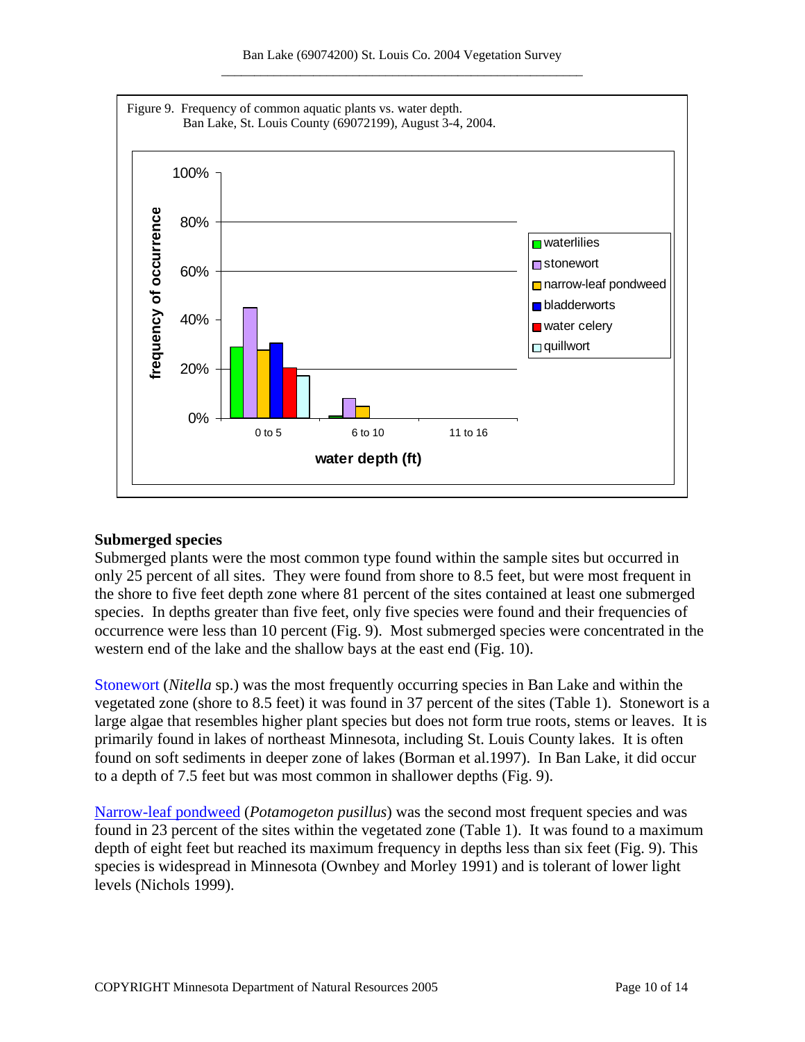Figure 9. Frequency of common aquatic plants vs. water depth. Ban Lake, St. Louis County (69072199), August 3-4, 2004.

### Submerged species

Submerged plants were the most common type found within the sample sites but occurred in only 25 percent of all sites. They were found from shore to 8.5 feet, but were most frequent in the shore to five feet depth zone where 81 percent of the sites contained at least one submerged species. In depths greater than five feet, only five species were found and their frequencies of occurrence were less than 10 percent (Fig. 9). Most submerged species were concentrated in the western end of the lake and the shallow bays at the east end (Fig. 10).

Stonewort (*Nitella* sp.) was the most frequently occurring species in Ban Lake and within the vegetated zone (shore to 8.5 feet) it was found in 37 percent of the sites (Table 1). Stonewort is a large algae that resembles higher plant species but does not form true roots, stems or leaves. It is primarily found in lakes of northeast Minnesota, including St. Louis County lakes. It is often found on soft sediments in deeper zone of lakes (Borman et al.1997). In Ban Lake, it did occur to a depth of 7.5 feet but was most common in shallower depths (Fig. 9).

Narrow-leaf pondweed (*Potamogeton pusillus*) was the second most frequent species and was found in 23 percent of the sites within the vegetated zone (Table 1). It was found to a maximum depth of eight feet but reached its maximum frequency in depths less than six feet (Fig. 9). This species is widespread in Minnesota (Ownbey and Morley 1991) and is tolerant of lower light levels (Nichols 1999).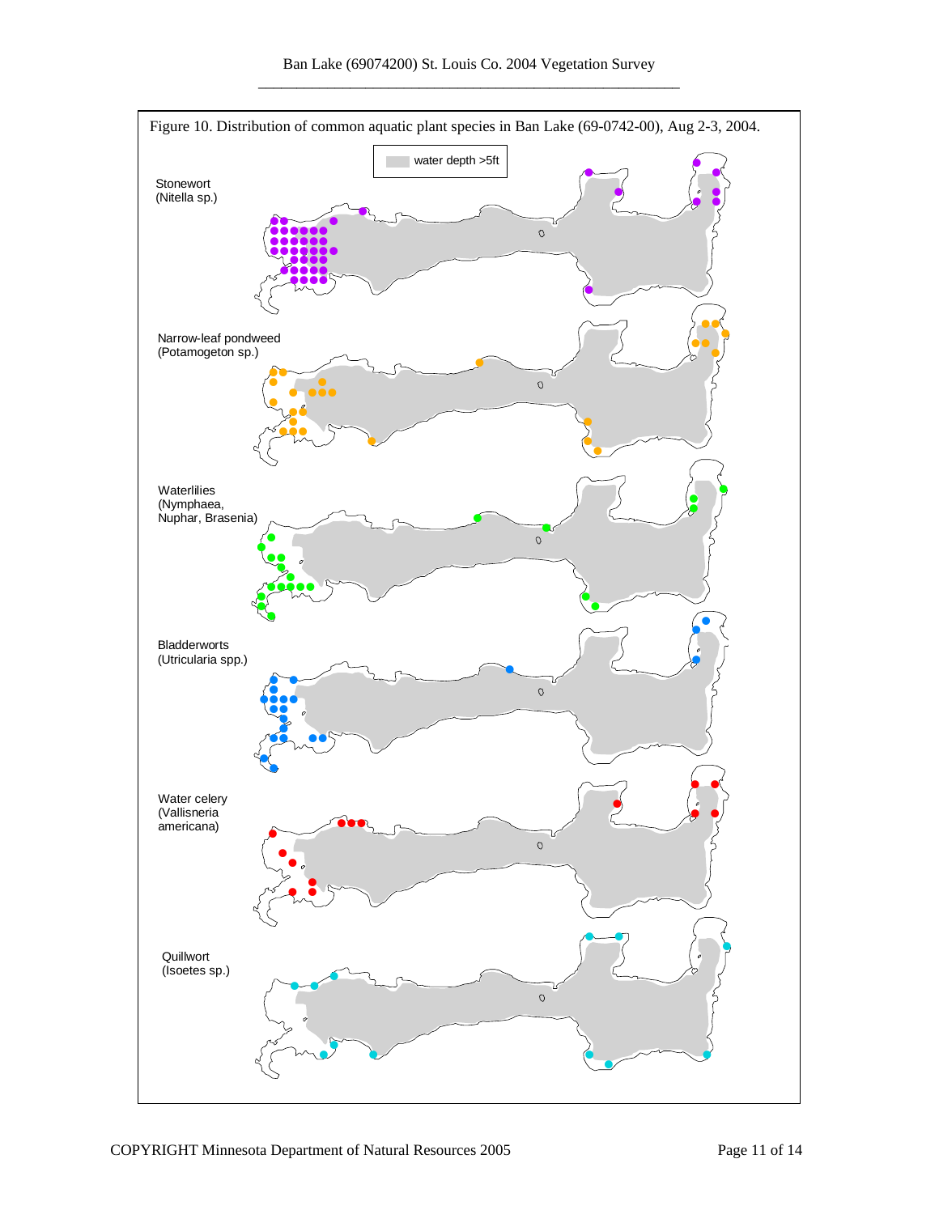Figure 10. Distribution of common aquatic plant species in Ban Lake (69-0742-00), Aug 2-3, 2004.

water depth >5ft

Stonewort
(Nitella sp.)

Narrow-leaf pondweed
(Potamogeton sp.)

Waterlilies
(Nymphaea, Nuphar, Brasenia)

Bladderworts
(Utricularia spp.)

Water celery
(Vallisneria americana)

Quillwort
(Isoetes sp.)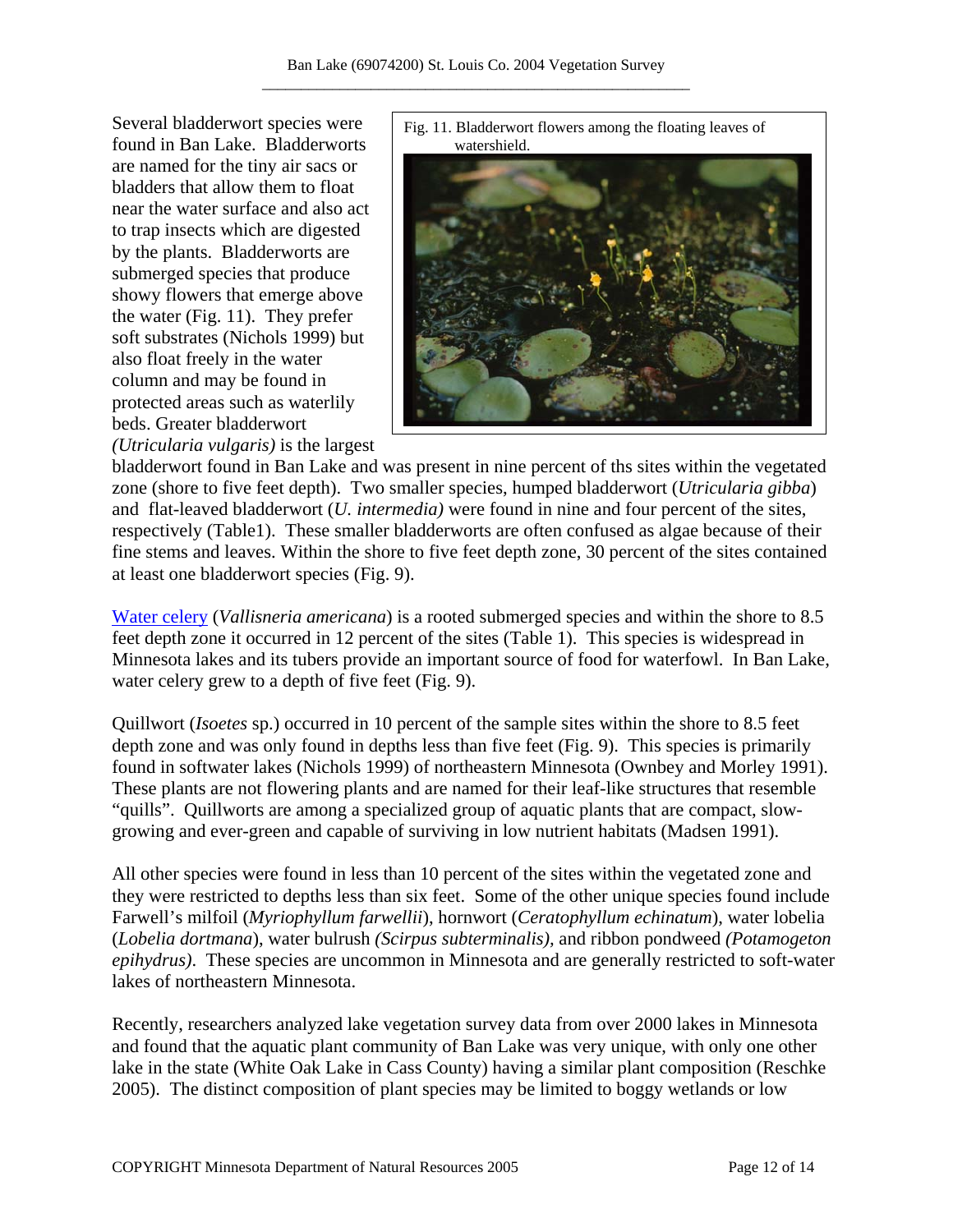Fig. 11. Bladderwort flowers among the floating leaves of watershield.

Several bladderwort species were found in Ban Lake. Bladderworts are named for the tiny air sacs or bladders that allow them to float near the water surface and also act to trap insects which are digested by the plants. Bladderworts are submerged species that produce showy flowers that emerge above the water (Fig. 11). They prefer soft substrates (Nichols 1999) but also float freely in the water column and may be found in protected areas such as waterlily beds. Greater bladderwort *(Utricularia vulgaris)* is the largest bladderwort found in Ban Lake and was present in nine percent of ths sites within the vegetated zone (shore to five feet depth). Two smaller species, humped bladderwort (*Utricularia gibba*) and flat-leaved bladderwort (*U. intermedia)* were found in nine and four percent of the sites, respectively (Table1). These smaller bladderworts are often confused as algae because of their fine stems and leaves. Within the shore to five feet depth zone, 30 percent of the sites contained at least one bladderwort species (Fig. 9).

Water celery (*Vallisneria americana*) is a rooted submerged species and within the shore to 8.5 feet depth zone it occurred in 12 percent of the sites (Table 1). This species is widespread in Minnesota lakes and its tubers provide an important source of food for waterfowl. In Ban Lake, water celery grew to a depth of five feet (Fig. 9).

Quillwort (*Isoetes* sp.) occurred in 10 percent of the sample sites within the shore to 8.5 feet depth zone and was only found in depths less than five feet (Fig. 9). This species is primarily found in softwater lakes (Nichols 1999) of northeastern Minnesota (Ownbey and Morley 1991). These plants are not flowering plants and are named for their leaf-like structures that resemble "quills". Quillworts are among a specialized group of aquatic plants that are compact, slow-growing and ever-green and capable of surviving in low nutrient habitats (Madsen 1991).

All other species were found in less than 10 percent of the sites within the vegetated zone and they were restricted to depths less than six feet. Some of the other unique species found include Farwell's milfoil (*Myriophyllum farwellii*), hornwort (*Ceratophyllum echinatum*), water lobelia (*Lobelia dortmana*), water bulrush *(Scirpus subterminalis)*, and ribbon pondweed *(Potamogeton epihydrus)*. These species are uncommon in Minnesota and are generally restricted to soft-water lakes of northeastern Minnesota.

Recently, researchers analyzed lake vegetation survey data from over 2000 lakes in Minnesota and found that the aquatic plant community of Ban Lake was very unique, with only one other lake in the state (White Oak Lake in Cass County) having a similar plant composition (Reschke 2005). The distinct composition of plant species may be limited to boggy wetlands or low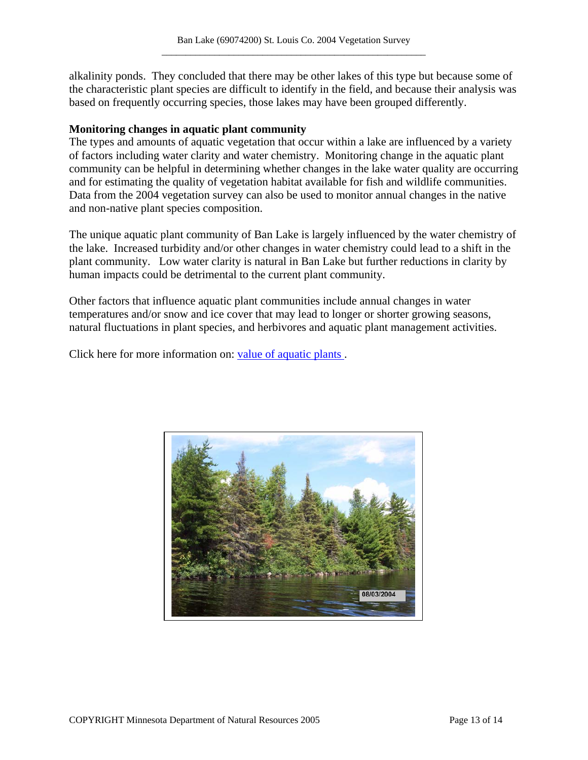alkalinity ponds. They concluded that there may be other lakes of this type but because some of the characteristic plant species are difficult to identify in the field, and because their analysis was based on frequently occurring species, those lakes may have been grouped differently.

**Monitoring changes in aquatic plant community**

The types and amounts of aquatic vegetation that occur within a lake are influenced by a variety of factors including water clarity and water chemistry. Monitoring change in the aquatic plant community can be helpful in determining whether changes in the lake water quality are occurring and for estimating the quality of vegetation habitat available for fish and wildlife communities. Data from the 2004 vegetation survey can also be used to monitor annual changes in the native and non-native plant species composition.

The unique aquatic plant community of Ban Lake is largely influenced by the water chemistry of the lake. Increased turbidity and/or other changes in water chemistry could lead to a shift in the plant community. Low water clarity is natural in Ban Lake but further reductions in clarity by human impacts could be detrimental to the current plant community.

Other factors that influence aquatic plant communities include annual changes in water temperatures and/or snow and ice cover that may lead to longer or shorter growing seasons, natural fluctuations in plant species, and herbivores and aquatic plant management activities.

Click here for more information on: value of aquatic plants .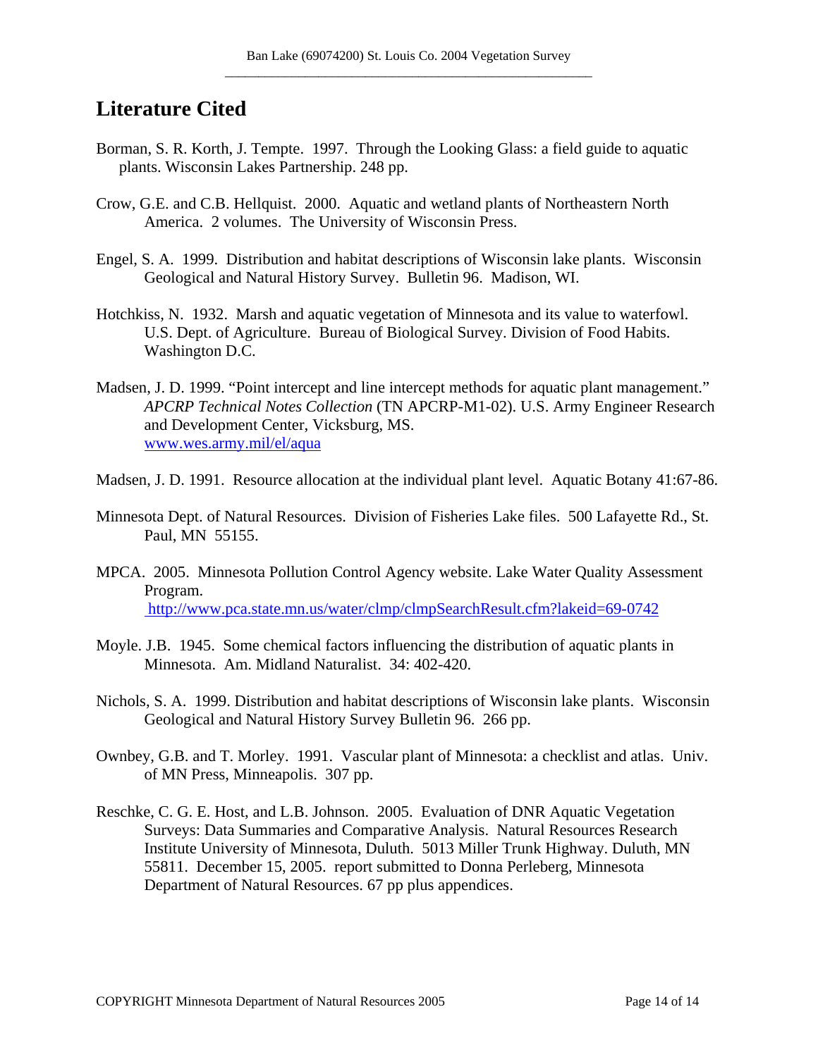# Literature Cited

Borman, S. R. Korth, J. Tempte. 1997. Through the Looking Glass: a field guide to aquatic plants. Wisconsin Lakes Partnership. 248 pp.

Crow, G.E. and C.B. Hellquist. 2000. Aquatic and wetland plants of Northeastern North America. 2 volumes. The University of Wisconsin Press.

Engel, S. A. 1999. Distribution and habitat descriptions of Wisconsin lake plants. Wisconsin Geological and Natural History Survey. Bulletin 96. Madison, WI.

Hotchkiss, N. 1932. Marsh and aquatic vegetation of Minnesota and its value to waterfowl. U.S. Dept. of Agriculture. Bureau of Biological Survey. Division of Food Habits. Washington D.C.

Madsen, J. D. 1999. "Point intercept and line intercept methods for aquatic plant management." *APCRP Technical Notes Collection* (TN APCRP-M1-02). U.S. Army Engineer Research and Development Center, Vicksburg, MS. [www.wes.army.mil/el/aqua](www.wes.army.mil/el/aqua)

Madsen, J. D. 1991. Resource allocation at the individual plant level. Aquatic Botany 41:67-86.

Minnesota Dept. of Natural Resources. Division of Fisheries Lake files. 500 Lafayette Rd., St. Paul, MN 55155.

MPCA. 2005. Minnesota Pollution Control Agency website. Lake Water Quality Assessment Program. [http://www.pca.state.mn.us/water/clmp/clmpSearchResult.cfm?lakeid=69-0742](http://www.pca.state.mn.us/water/clmp/clmpSearchResult.cfm?lakeid=69-0742)

Moyle. J.B. 1945. Some chemical factors influencing the distribution of aquatic plants in Minnesota. Am. Midland Naturalist. 34: 402-420.

Nichols, S. A. 1999. Distribution and habitat descriptions of Wisconsin lake plants. Wisconsin Geological and Natural History Survey Bulletin 96. 266 pp.

Ownbey, G.B. and T. Morley. 1991. Vascular plant of Minnesota: a checklist and atlas. Univ. of MN Press, Minneapolis. 307 pp.

Reschke, C. G. E. Host, and L.B. Johnson. 2005. Evaluation of DNR Aquatic Vegetation Surveys: Data Summaries and Comparative Analysis. Natural Resources Research Institute University of Minnesota, Duluth. 5013 Miller Trunk Highway. Duluth, MN 55811. December 15, 2005. report submitted to Donna Perleberg, Minnesota Department of Natural Resources. 67 pp plus appendices.